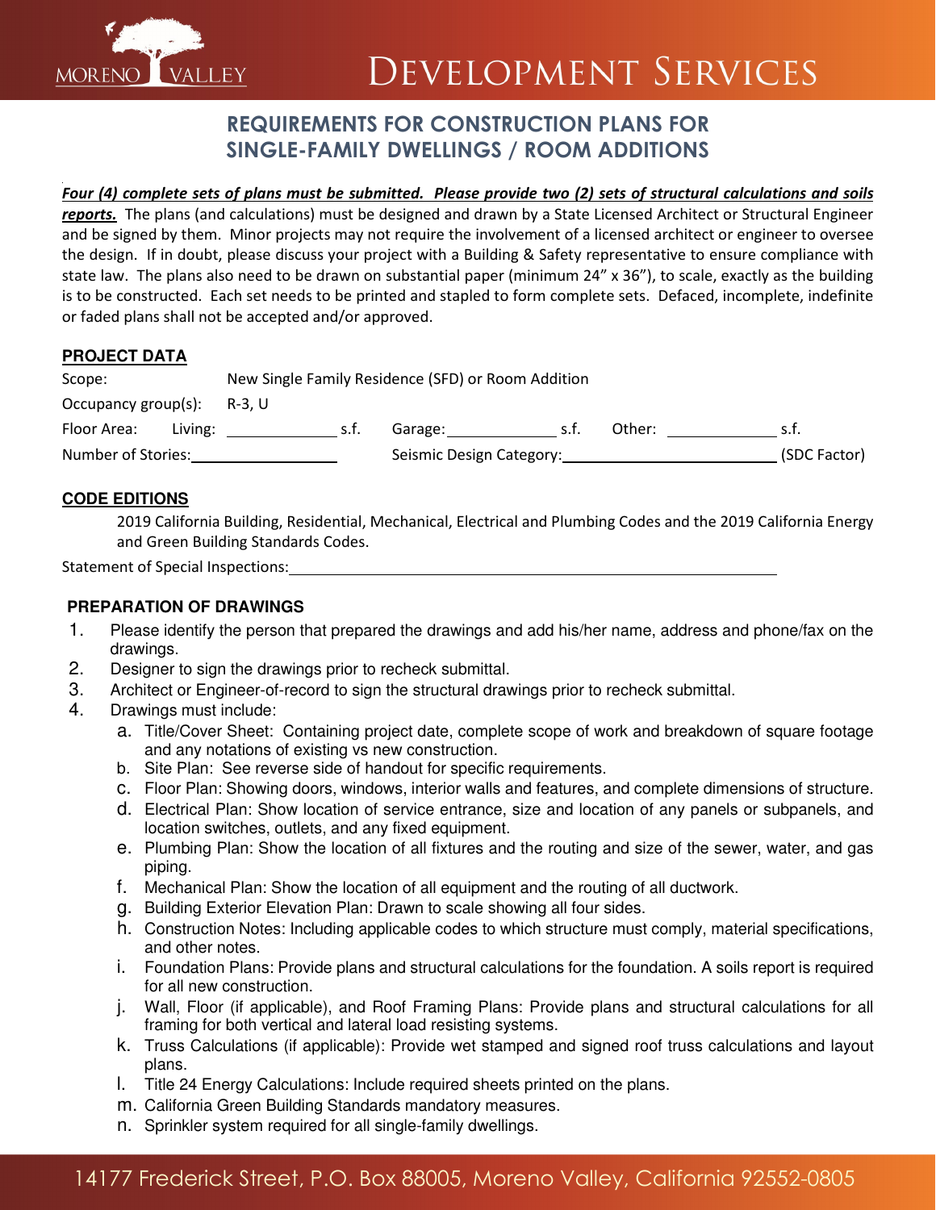MORENO VALLEY

# DEVELOPMENT SERVICES

## REQUIREMENTS FOR CONSTRUCTION PLANS FOR SINGLE-FAMILY DWELLINGS / ROOM ADDITIONS

***Four (4) complete sets of plans must be submitted. Please provide two (2) sets of structural calculations and soils reports.*** The plans (and calculations) must be designed and drawn by a State Licensed Architect or Structural Engineer and be signed by them. Minor projects may not require the involvement of a licensed architect or engineer to oversee the design. If in doubt, please discuss your project with a Building & Safety representative to ensure compliance with state law. The plans also need to be drawn on substantial paper (minimum 24" x 36"), to scale, exactly as the building is to be constructed. Each set needs to be printed and stapled to form complete sets. Defaced, incomplete, indefinite or faded plans shall not be accepted and/or approved.

### PROJECT DATA

Scope: New Single Family Residence (SFD) or Room Addition

Occupancy group(s): R-3, U

Floor Area: Living: ____________ s.f. Garage: ____________ s.f. Other: ____________ s.f.

Number of Stories: ________________ Seismic Design Category: ________________________ (SDC Factor)

### CODE EDITIONS

2019 California Building, Residential, Mechanical, Electrical and Plumbing Codes and the 2019 California Energy and Green Building Standards Codes.

Statement of Special Inspections: ____________________________________________

### PREPARATION OF DRAWINGS

1. Please identify the person that prepared the drawings and add his/her name, address and phone/fax on the drawings.
2. Designer to sign the drawings prior to recheck submittal.
3. Architect or Engineer-of-record to sign the structural drawings prior to recheck submittal.
4. Drawings must include:
   a. Title/Cover Sheet: Containing project date, complete scope of work and breakdown of square footage and any notations of existing vs new construction.
   b. Site Plan: See reverse side of handout for specific requirements.
   c. Floor Plan: Showing doors, windows, interior walls and features, and complete dimensions of structure.
   d. Electrical Plan: Show location of service entrance, size and location of any panels or subpanels, and location switches, outlets, and any fixed equipment.
   e. Plumbing Plan: Show the location of all fixtures and the routing and size of the sewer, water, and gas piping.
   f. Mechanical Plan: Show the location of all equipment and the routing of all ductwork.
   g. Building Exterior Elevation Plan: Drawn to scale showing all four sides.
   h. Construction Notes: Including applicable codes to which structure must comply, material specifications, and other notes.
   i. Foundation Plans: Provide plans and structural calculations for the foundation. A soils report is required for all new construction.
   j. Wall, Floor (if applicable), and Roof Framing Plans: Provide plans and structural calculations for all framing for both vertical and lateral load resisting systems.
   k. Truss Calculations (if applicable): Provide wet stamped and signed roof truss calculations and layout plans.
   l. Title 24 Energy Calculations: Include required sheets printed on the plans.
   m. California Green Building Standards mandatory measures.
   n. Sprinkler system required for all single-family dwellings.

14177 Frederick Street, P.O. Box 88005, Moreno Valley, California 92552-0805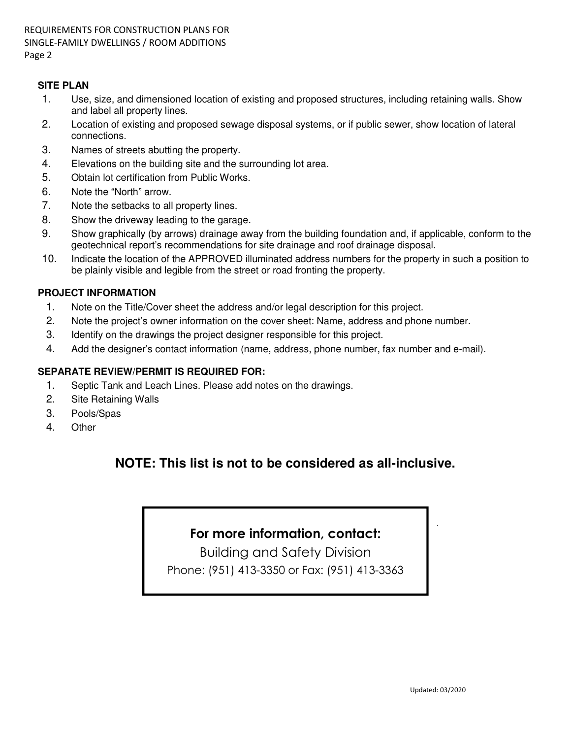## SITE PLAN

1. Use, size, and dimensioned location of existing and proposed structures, including retaining walls. Show and label all property lines.
2. Location of existing and proposed sewage disposal systems, or if public sewer, show location of lateral connections.
3. Names of streets abutting the property.
4. Elevations on the building site and the surrounding lot area.
5. Obtain lot certification from Public Works.
6. Note the "North" arrow.
7. Note the setbacks to all property lines.
8. Show the driveway leading to the garage.
9. Show graphically (by arrows) drainage away from the building foundation and, if applicable, conform to the geotechnical report's recommendations for site drainage and roof drainage disposal.
10. Indicate the location of the APPROVED illuminated address numbers for the property in such a position to be plainly visible and legible from the street or road fronting the property.

## PROJECT INFORMATION

1. Note on the Title/Cover sheet the address and/or legal description for this project.
2. Note the project's owner information on the cover sheet: Name, address and phone number.
3. Identify on the drawings the project designer responsible for this project.
4. Add the designer's contact information (name, address, phone number, fax number and e-mail).

## SEPARATE REVIEW/PERMIT IS REQUIRED FOR:

1. Septic Tank and Leach Lines. Please add notes on the drawings.
2. Site Retaining Walls
3. Pools/Spas
4. Other

## NOTE: This list is not to be considered as all-inclusive.

**For more information, contact:**

Building and Safety Division

Phone: (951) 413-3350 or Fax: (951) 413-3363

Updated: 03/2020